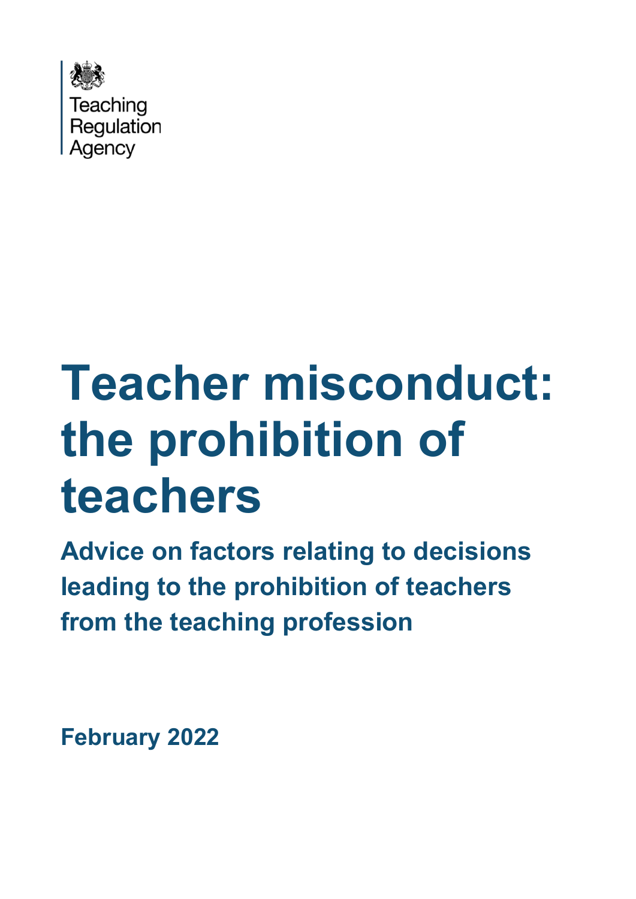Teaching Regulation Agency

# Teacher misconduct: the prohibition of teachers

## Advice on factors relating to decisions leading to the prohibition of teachers from the teaching profession

**February 2022**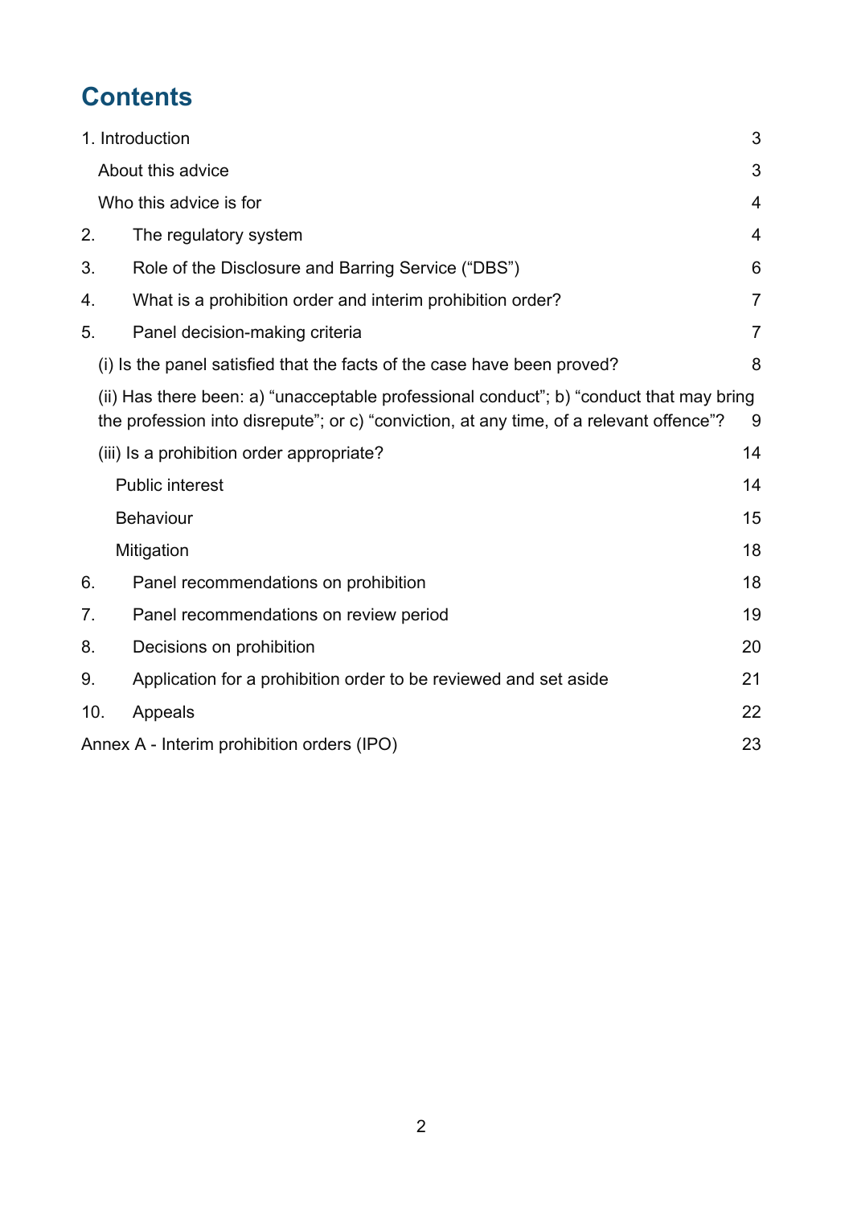# Contents

1. Introduction 3

   About this advice 3

   Who this advice is for 4

2. The regulatory system 4

3. Role of the Disclosure and Barring Service ("DBS") 6

4. What is a prohibition order and interim prohibition order? 7

5. Panel decision-making criteria 7

   (i) Is the panel satisfied that the facts of the case have been proved? 8

   (ii) Has there been: a) "unacceptable professional conduct"; b) "conduct that may bring the profession into disrepute"; or c) "conviction, at any time, of a relevant offence"? 9

   (iii) Is a prohibition order appropriate? 14

   - Public interest 14
   - Behaviour 15
   - Mitigation 18

6. Panel recommendations on prohibition 18

7. Panel recommendations on review period 19

8. Decisions on prohibition 20

9. Application for a prohibition order to be reviewed and set aside 21

10. Appeals 22

Annex A - Interim prohibition orders (IPO) 23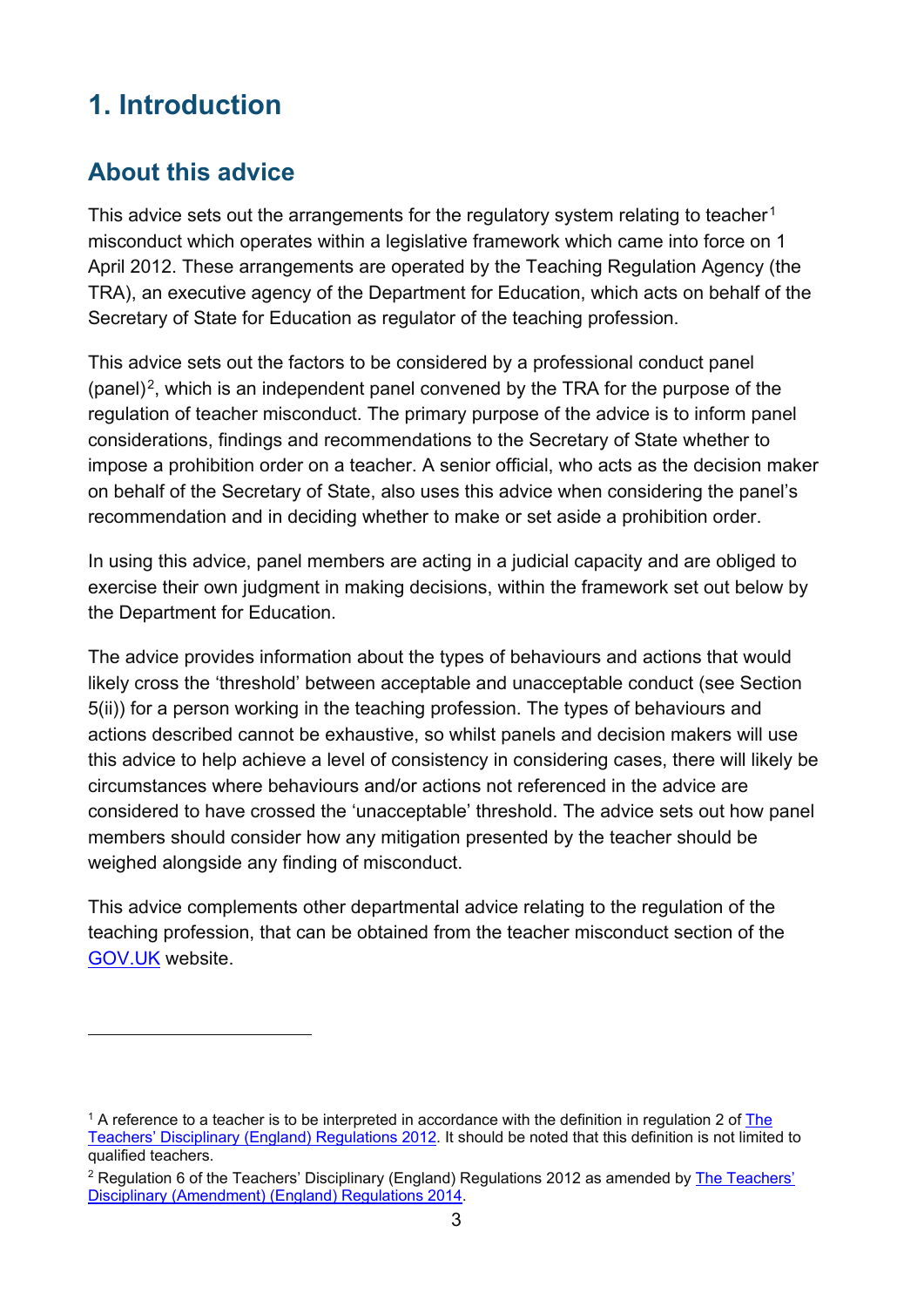# 1. Introduction

## About this advice

This advice sets out the arrangements for the regulatory system relating to teacher[1] misconduct which operates within a legislative framework which came into force on 1 April 2012. These arrangements are operated by the Teaching Regulation Agency (the TRA), an executive agency of the Department for Education, which acts on behalf of the Secretary of State for Education as regulator of the teaching profession.

This advice sets out the factors to be considered by a professional conduct panel (panel)[2], which is an independent panel convened by the TRA for the purpose of the regulation of teacher misconduct. The primary purpose of the advice is to inform panel considerations, findings and recommendations to the Secretary of State whether to impose a prohibition order on a teacher. A senior official, who acts as the decision maker on behalf of the Secretary of State, also uses this advice when considering the panel's recommendation and in deciding whether to make or set aside a prohibition order.

In using this advice, panel members are acting in a judicial capacity and are obliged to exercise their own judgment in making decisions, within the framework set out below by the Department for Education.

The advice provides information about the types of behaviours and actions that would likely cross the 'threshold' between acceptable and unacceptable conduct (see Section 5(ii)) for a person working in the teaching profession. The types of behaviours and actions described cannot be exhaustive, so whilst panels and decision makers will use this advice to help achieve a level of consistency in considering cases, there will likely be circumstances where behaviours and/or actions not referenced in the advice are considered to have crossed the 'unacceptable' threshold. The advice sets out how panel members should consider how any mitigation presented by the teacher should be weighed alongside any finding of misconduct.

This advice complements other departmental advice relating to the regulation of the teaching profession, that can be obtained from the teacher misconduct section of the GOV.UK website.

---

[1] A reference to a teacher is to be interpreted in accordance with the definition in regulation 2 of The Teachers' Disciplinary (England) Regulations 2012. It should be noted that this definition is not limited to qualified teachers.

[2] Regulation 6 of the Teachers' Disciplinary (England) Regulations 2012 as amended by The Teachers' Disciplinary (Amendment) (England) Regulations 2014.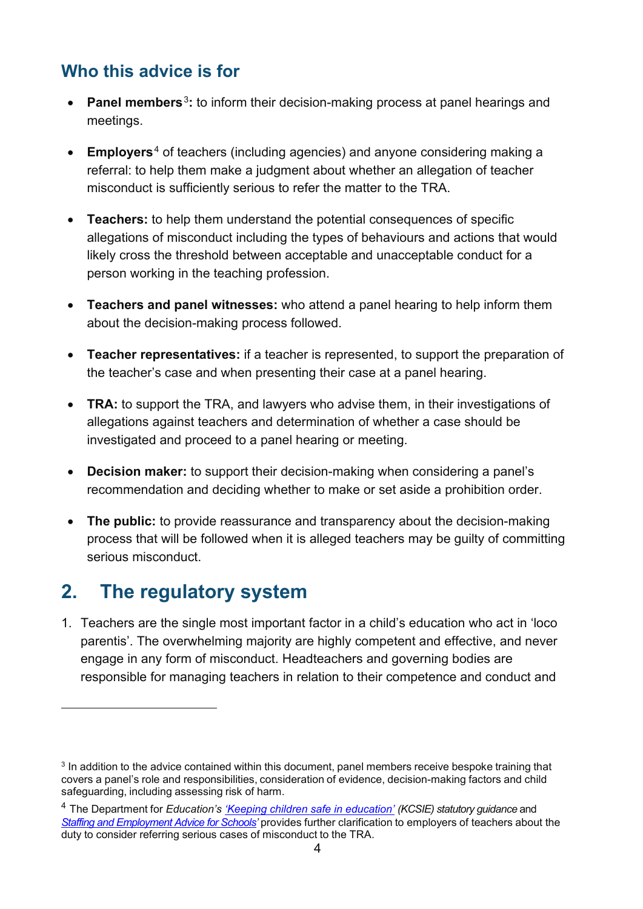## Who this advice is for

- **Panel members**[3]**:** to inform their decision-making process at panel hearings and meetings.

- **Employers**[4] of teachers (including agencies) and anyone considering making a referral: to help them make a judgment about whether an allegation of teacher misconduct is sufficiently serious to refer the matter to the TRA.

- **Teachers:** to help them understand the potential consequences of specific allegations of misconduct including the types of behaviours and actions that would likely cross the threshold between acceptable and unacceptable conduct for a person working in the teaching profession.

- **Teachers and panel witnesses:** who attend a panel hearing to help inform them about the decision-making process followed.

- **Teacher representatives:** if a teacher is represented, to support the preparation of the teacher's case and when presenting their case at a panel hearing.

- **TRA:** to support the TRA, and lawyers who advise them, in their investigations of allegations against teachers and determination of whether a case should be investigated and proceed to a panel hearing or meeting.

- **Decision maker:** to support their decision-making when considering a panel's recommendation and deciding whether to make or set aside a prohibition order.

- **The public:** to provide reassurance and transparency about the decision-making process that will be followed when it is alleged teachers may be guilty of committing serious misconduct.

# 2. The regulatory system

1. Teachers are the single most important factor in a child's education who act in 'loco parentis'. The overwhelming majority are highly competent and effective, and never engage in any form of misconduct. Headteachers and governing bodies are responsible for managing teachers in relation to their competence and conduct and

---

[3] In addition to the advice contained within this document, panel members receive bespoke training that covers a panel's role and responsibilities, consideration of evidence, decision-making factors and child safeguarding, including assessing risk of harm.

[4] The Department for *Education's 'Keeping children safe in education' (KCSIE) statutory guidance* and *Staffing and Employment Advice for Schools'* provides further clarification to employers of teachers about the duty to consider referring serious cases of misconduct to the TRA.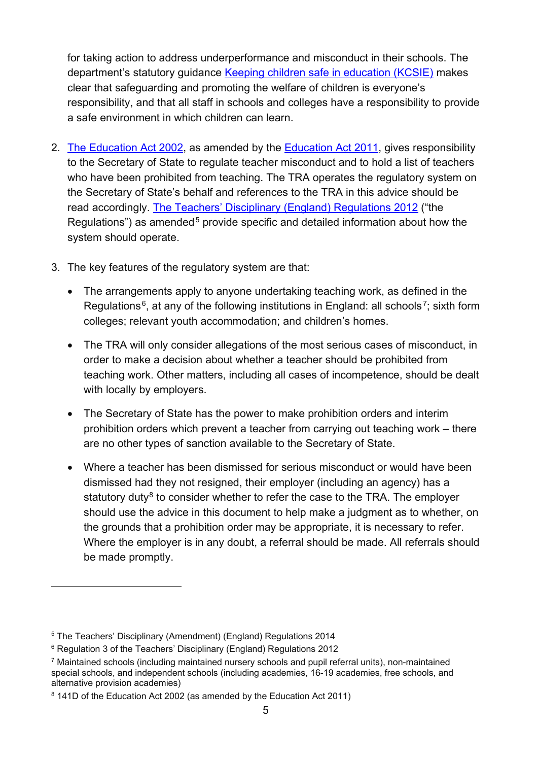for taking action to address underperformance and misconduct in their schools. The department's statutory guidance [Keeping children safe in education (KCSIE)](#) makes clear that safeguarding and promoting the welfare of children is everyone's responsibility, and that all staff in schools and colleges have a responsibility to provide a safe environment in which children can learn.

2. [The Education Act 2002](#), as amended by the [Education Act 2011](#), gives responsibility to the Secretary of State to regulate teacher misconduct and to hold a list of teachers who have been prohibited from teaching. The TRA operates the regulatory system on the Secretary of State's behalf and references to the TRA in this advice should be read accordingly. [The Teachers' Disciplinary (England) Regulations 2012](#) ("the Regulations") as amended[5] provide specific and detailed information about how the system should operate.

3. The key features of the regulatory system are that:

   - The arrangements apply to anyone undertaking teaching work, as defined in the Regulations[6], at any of the following institutions in England: all schools[7]; sixth form colleges; relevant youth accommodation; and children's homes.

   - The TRA will only consider allegations of the most serious cases of misconduct, in order to make a decision about whether a teacher should be prohibited from teaching work. Other matters, including all cases of incompetence, should be dealt with locally by employers.

   - The Secretary of State has the power to make prohibition orders and interim prohibition orders which prevent a teacher from carrying out teaching work – there are no other types of sanction available to the Secretary of State.

   - Where a teacher has been dismissed for serious misconduct or would have been dismissed had they not resigned, their employer (including an agency) has a statutory duty[8] to consider whether to refer the case to the TRA. The employer should use the advice in this document to help make a judgment as to whether, on the grounds that a prohibition order may be appropriate, it is necessary to refer. Where the employer is in any doubt, a referral should be made. All referrals should be made promptly.

---

[5] The Teachers' Disciplinary (Amendment) (England) Regulations 2014

[6] Regulation 3 of the Teachers' Disciplinary (England) Regulations 2012

[7] Maintained schools (including maintained nursery schools and pupil referral units), non-maintained special schools, and independent schools (including academies, 16-19 academies, free schools, and alternative provision academies)

[8] 141D of the Education Act 2002 (as amended by the Education Act 2011)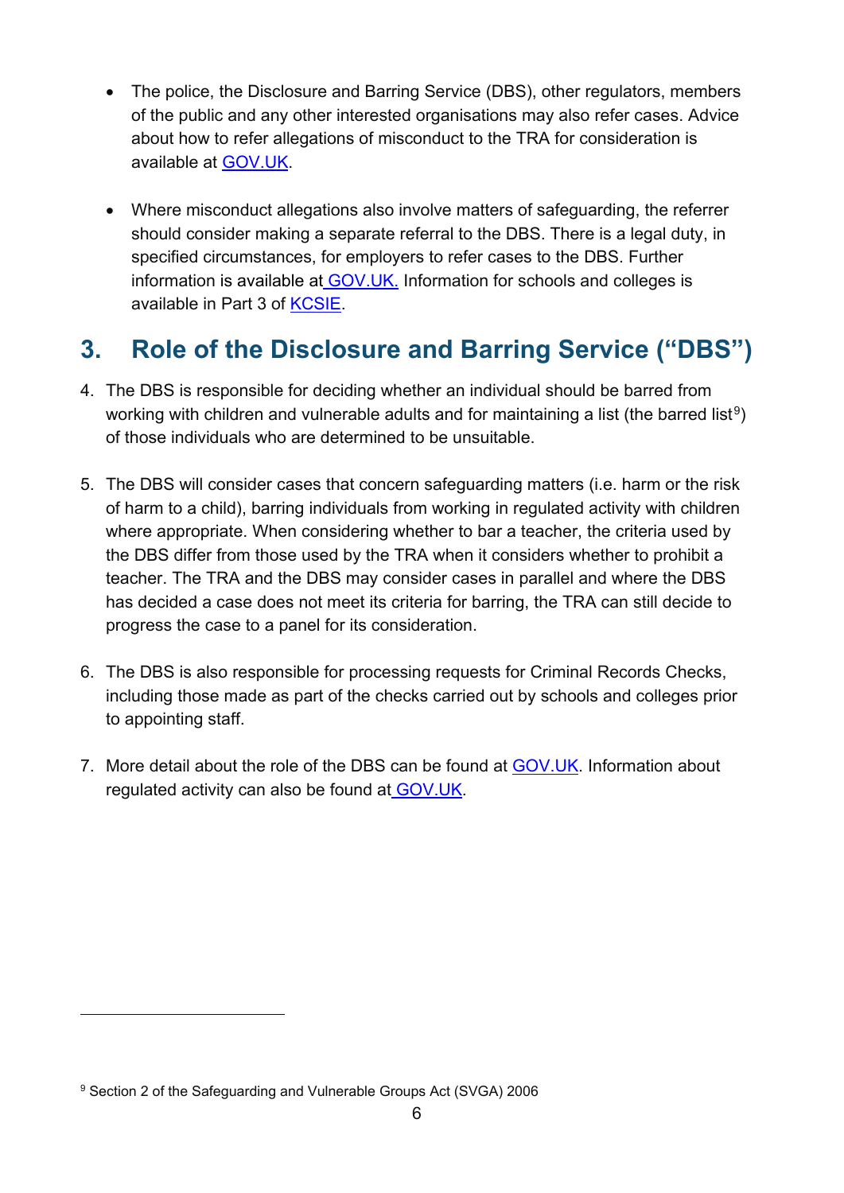- The police, the Disclosure and Barring Service (DBS), other regulators, members of the public and any other interested organisations may also refer cases. Advice about how to refer allegations of misconduct to the TRA for consideration is available at GOV.UK.

- Where misconduct allegations also involve matters of safeguarding, the referrer should consider making a separate referral to the DBS. There is a legal duty, in specified circumstances, for employers to refer cases to the DBS. Further information is available at GOV.UK. Information for schools and colleges is available in Part 3 of KCSIE.

## 3. Role of the Disclosure and Barring Service ("DBS")

4. The DBS is responsible for deciding whether an individual should be barred from working with children and vulnerable adults and for maintaining a list (the barred list[9]) of those individuals who are determined to be unsuitable.

5. The DBS will consider cases that concern safeguarding matters (i.e. harm or the risk of harm to a child), barring individuals from working in regulated activity with children where appropriate. When considering whether to bar a teacher, the criteria used by the DBS differ from those used by the TRA when it considers whether to prohibit a teacher. The TRA and the DBS may consider cases in parallel and where the DBS has decided a case does not meet its criteria for barring, the TRA can still decide to progress the case to a panel for its consideration.

6. The DBS is also responsible for processing requests for Criminal Records Checks, including those made as part of the checks carried out by schools and colleges prior to appointing staff.

7. More detail about the role of the DBS can be found at GOV.UK. Information about regulated activity can also be found at GOV.UK.

---

[9] Section 2 of the Safeguarding and Vulnerable Groups Act (SVGA) 2006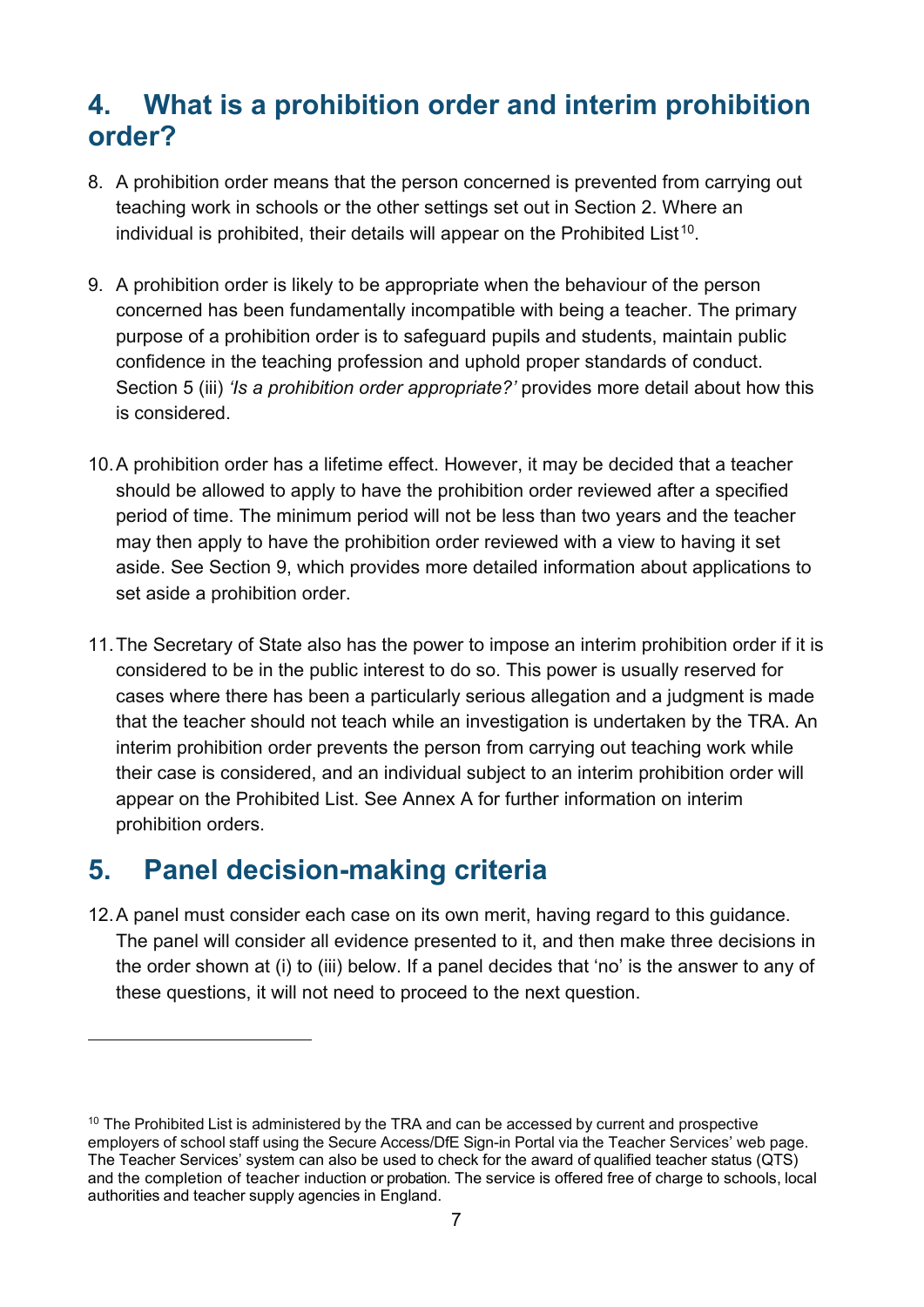## 4. What is a prohibition order and interim prohibition order?

8. A prohibition order means that the person concerned is prevented from carrying out teaching work in schools or the other settings set out in Section 2. Where an individual is prohibited, their details will appear on the Prohibited List[10].

9. A prohibition order is likely to be appropriate when the behaviour of the person concerned has been fundamentally incompatible with being a teacher. The primary purpose of a prohibition order is to safeguard pupils and students, maintain public confidence in the teaching profession and uphold proper standards of conduct. Section 5 (iii) *'Is a prohibition order appropriate?'* provides more detail about how this is considered.

10. A prohibition order has a lifetime effect. However, it may be decided that a teacher should be allowed to apply to have the prohibition order reviewed after a specified period of time. The minimum period will not be less than two years and the teacher may then apply to have the prohibition order reviewed with a view to having it set aside. See Section 9, which provides more detailed information about applications to set aside a prohibition order.

11. The Secretary of State also has the power to impose an interim prohibition order if it is considered to be in the public interest to do so. This power is usually reserved for cases where there has been a particularly serious allegation and a judgment is made that the teacher should not teach while an investigation is undertaken by the TRA. An interim prohibition order prevents the person from carrying out teaching work while their case is considered, and an individual subject to an interim prohibition order will appear on the Prohibited List. See Annex A for further information on interim prohibition orders.

## 5. Panel decision-making criteria

12. A panel must consider each case on its own merit, having regard to this guidance. The panel will consider all evidence presented to it, and then make three decisions in the order shown at (i) to (iii) below. If a panel decides that 'no' is the answer to any of these questions, it will not need to proceed to the next question.

---

[10] The Prohibited List is administered by the TRA and can be accessed by current and prospective employers of school staff using the Secure Access/DfE Sign-in Portal via the Teacher Services' web page. The Teacher Services' system can also be used to check for the award of qualified teacher status (QTS) and the completion of teacher induction or probation. The service is offered free of charge to schools, local authorities and teacher supply agencies in England.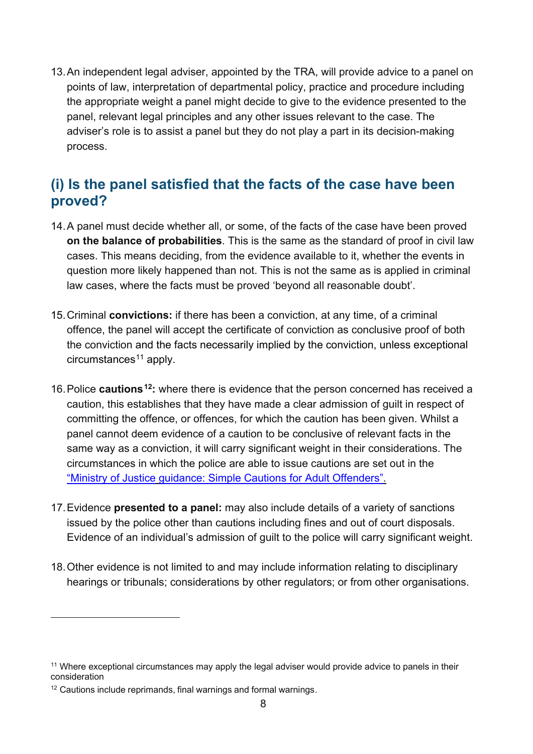13. An independent legal adviser, appointed by the TRA, will provide advice to a panel on points of law, interpretation of departmental policy, practice and procedure including the appropriate weight a panel might decide to give to the evidence presented to the panel, relevant legal principles and any other issues relevant to the case. The adviser's role is to assist a panel but they do not play a part in its decision-making process.

## (i) Is the panel satisfied that the facts of the case have been proved?

14. A panel must decide whether all, or some, of the facts of the case have been proved **on the balance of probabilities**. This is the same as the standard of proof in civil law cases. This means deciding, from the evidence available to it, whether the events in question more likely happened than not. This is not the same as is applied in criminal law cases, where the facts must be proved 'beyond all reasonable doubt'.

15. Criminal **convictions:** if there has been a conviction, at any time, of a criminal offence, the panel will accept the certificate of conviction as conclusive proof of both the conviction and the facts necessarily implied by the conviction, unless exceptional circumstances[11] apply.

16. Police **cautions[12]:** where there is evidence that the person concerned has received a caution, this establishes that they have made a clear admission of guilt in respect of committing the offence, or offences, for which the caution has been given. Whilst a panel cannot deem evidence of a caution to be conclusive of relevant facts in the same way as a conviction, it will carry significant weight in their considerations. The circumstances in which the police are able to issue cautions are set out in the "Ministry of Justice guidance: Simple Cautions for Adult Offenders".

17. Evidence **presented to a panel:** may also include details of a variety of sanctions issued by the police other than cautions including fines and out of court disposals. Evidence of an individual's admission of guilt to the police will carry significant weight.

18. Other evidence is not limited to and may include information relating to disciplinary hearings or tribunals; considerations by other regulators; or from other organisations.

---

[11] Where exceptional circumstances may apply the legal adviser would provide advice to panels in their consideration

[12] Cautions include reprimands, final warnings and formal warnings.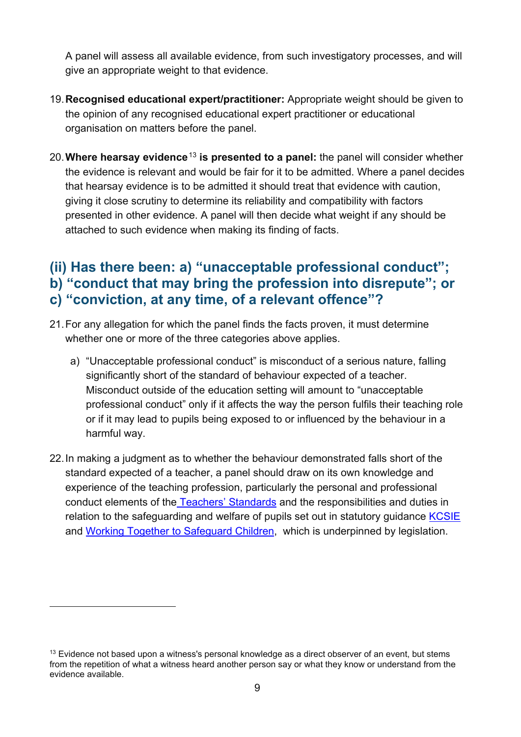A panel will assess all available evidence, from such investigatory processes, and will give an appropriate weight to that evidence.

19. **Recognised educational expert/practitioner:** Appropriate weight should be given to the opinion of any recognised educational expert practitioner or educational organisation on matters before the panel.

20. **Where hearsay evidence**[13] **is presented to a panel:** the panel will consider whether the evidence is relevant and would be fair for it to be admitted. Where a panel decides that hearsay evidence is to be admitted it should treat that evidence with caution, giving it close scrutiny to determine its reliability and compatibility with factors presented in other evidence. A panel will then decide what weight if any should be attached to such evidence when making its finding of facts.

## (ii) Has there been: a) "unacceptable professional conduct"; b) "conduct that may bring the profession into disrepute"; or c) "conviction, at any time, of a relevant offence"?

21. For any allegation for which the panel finds the facts proven, it must determine whether one or more of the three categories above applies.

    a) "Unacceptable professional conduct" is misconduct of a serious nature, falling significantly short of the standard of behaviour expected of a teacher. Misconduct outside of the education setting will amount to "unacceptable professional conduct" only if it affects the way the person fulfils their teaching role or if it may lead to pupils being exposed to or influenced by the behaviour in a harmful way.

22. In making a judgment as to whether the behaviour demonstrated falls short of the standard expected of a teacher, a panel should draw on its own knowledge and experience of the teaching profession, particularly the personal and professional conduct elements of the Teachers' Standards and the responsibilities and duties in relation to the safeguarding and welfare of pupils set out in statutory guidance KCSIE and Working Together to Safeguard Children, which is underpinned by legislation.

---

[13] Evidence not based upon a witness's personal knowledge as a direct observer of an event, but stems from the repetition of what a witness heard another person say or what they know or understand from the evidence available.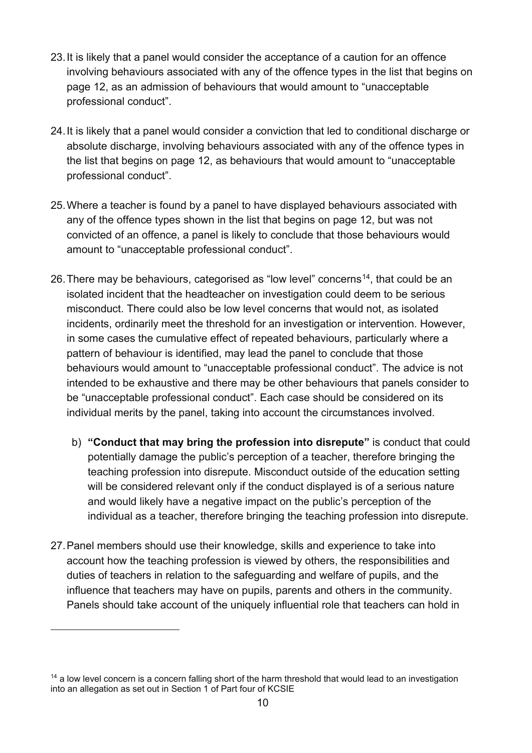23. It is likely that a panel would consider the acceptance of a caution for an offence involving behaviours associated with any of the offence types in the list that begins on page 12, as an admission of behaviours that would amount to "unacceptable professional conduct".

24. It is likely that a panel would consider a conviction that led to conditional discharge or absolute discharge, involving behaviours associated with any of the offence types in the list that begins on page 12, as behaviours that would amount to "unacceptable professional conduct".

25. Where a teacher is found by a panel to have displayed behaviours associated with any of the offence types shown in the list that begins on page 12, but was not convicted of an offence, a panel is likely to conclude that those behaviours would amount to "unacceptable professional conduct".

26. There may be behaviours, categorised as "low level" concerns[14], that could be an isolated incident that the headteacher on investigation could deem to be serious misconduct. There could also be low level concerns that would not, as isolated incidents, ordinarily meet the threshold for an investigation or intervention. However, in some cases the cumulative effect of repeated behaviours, particularly where a pattern of behaviour is identified, may lead the panel to conclude that those behaviours would amount to "unacceptable professional conduct". The advice is not intended to be exhaustive and there may be other behaviours that panels consider to be "unacceptable professional conduct". Each case should be considered on its individual merits by the panel, taking into account the circumstances involved.

   b) **"Conduct that may bring the profession into disrepute"** is conduct that could potentially damage the public's perception of a teacher, therefore bringing the teaching profession into disrepute. Misconduct outside of the education setting will be considered relevant only if the conduct displayed is of a serious nature and would likely have a negative impact on the public's perception of the individual as a teacher, therefore bringing the teaching profession into disrepute.

27. Panel members should use their knowledge, skills and experience to take into account how the teaching profession is viewed by others, the responsibilities and duties of teachers in relation to the safeguarding and welfare of pupils, and the influence that teachers may have on pupils, parents and others in the community. Panels should take account of the uniquely influential role that teachers can hold in

---

[14] a low level concern is a concern falling short of the harm threshold that would lead to an investigation into an allegation as set out in Section 1 of Part four of KCSIE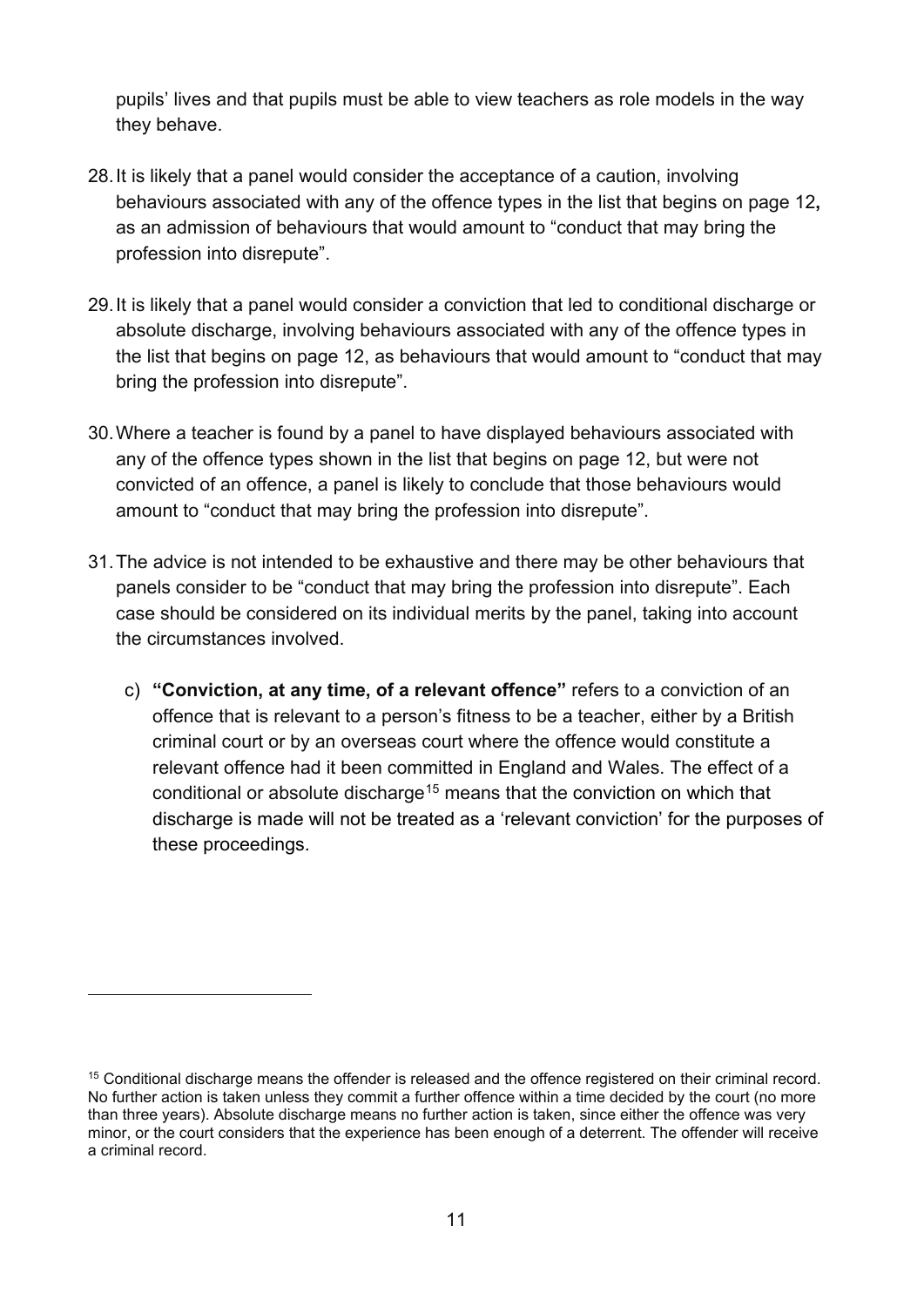pupils' lives and that pupils must be able to view teachers as role models in the way they behave.

28. It is likely that a panel would consider the acceptance of a caution, involving behaviours associated with any of the offence types in the list that begins on page 12**,** as an admission of behaviours that would amount to "conduct that may bring the profession into disrepute".

29. It is likely that a panel would consider a conviction that led to conditional discharge or absolute discharge, involving behaviours associated with any of the offence types in the list that begins on page 12, as behaviours that would amount to "conduct that may bring the profession into disrepute".

30. Where a teacher is found by a panel to have displayed behaviours associated with any of the offence types shown in the list that begins on page 12, but were not convicted of an offence, a panel is likely to conclude that those behaviours would amount to "conduct that may bring the profession into disrepute".

31. The advice is not intended to be exhaustive and there may be other behaviours that panels consider to be "conduct that may bring the profession into disrepute". Each case should be considered on its individual merits by the panel, taking into account the circumstances involved.

   c) **"Conviction, at any time, of a relevant offence"** refers to a conviction of an offence that is relevant to a person's fitness to be a teacher, either by a British criminal court or by an overseas court where the offence would constitute a relevant offence had it been committed in England and Wales. The effect of a conditional or absolute discharge[15] means that the conviction on which that discharge is made will not be treated as a 'relevant conviction' for the purposes of these proceedings.

---

[15] Conditional discharge means the offender is released and the offence registered on their criminal record. No further action is taken unless they commit a further offence within a time decided by the court (no more than three years). Absolute discharge means no further action is taken, since either the offence was very minor, or the court considers that the experience has been enough of a deterrent. The offender will receive a criminal record.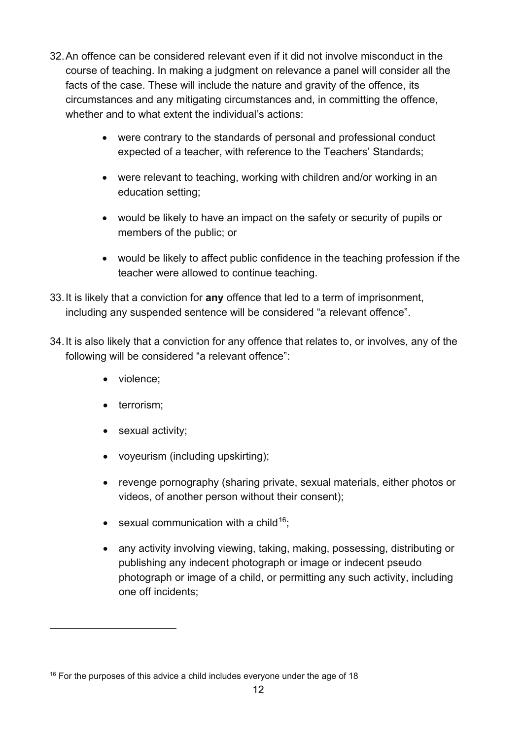32. An offence can be considered relevant even if it did not involve misconduct in the course of teaching. In making a judgment on relevance a panel will consider all the facts of the case. These will include the nature and gravity of the offence, its circumstances and any mitigating circumstances and, in committing the offence, whether and to what extent the individual's actions:

    - were contrary to the standards of personal and professional conduct expected of a teacher, with reference to the Teachers' Standards;
    - were relevant to teaching, working with children and/or working in an education setting;
    - would be likely to have an impact on the safety or security of pupils or members of the public; or
    - would be likely to affect public confidence in the teaching profession if the teacher were allowed to continue teaching.

33. It is likely that a conviction for **any** offence that led to a term of imprisonment, including any suspended sentence will be considered "a relevant offence".

34. It is also likely that a conviction for any offence that relates to, or involves, any of the following will be considered "a relevant offence":

    - violence;
    - terrorism;
    - sexual activity;
    - voyeurism (including upskirting);
    - revenge pornography (sharing private, sexual materials, either photos or videos, of another person without their consent);
    - sexual communication with a child[16];
    - any activity involving viewing, taking, making, possessing, distributing or publishing any indecent photograph or image or indecent pseudo photograph or image of a child, or permitting any such activity, including one off incidents;

---

[16] For the purposes of this advice a child includes everyone under the age of 18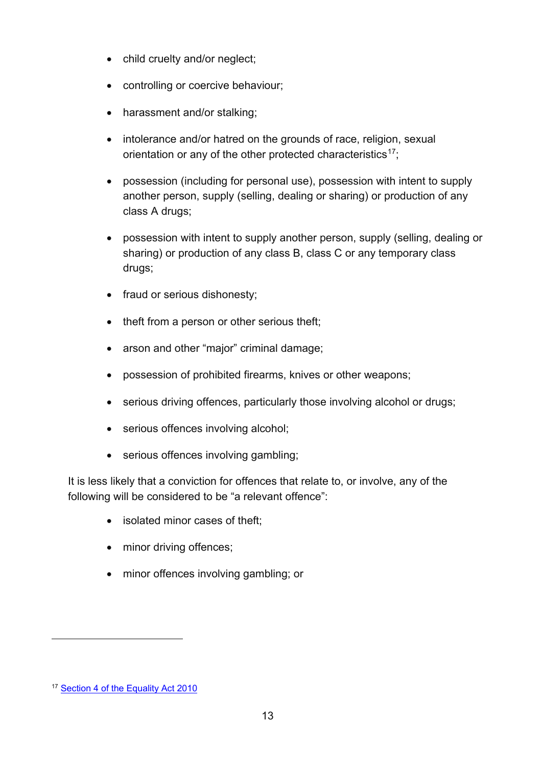- child cruelty and/or neglect;
- controlling or coercive behaviour;
- harassment and/or stalking;
- intolerance and/or hatred on the grounds of race, religion, sexual orientation or any of the other protected characteristics[17];
- possession (including for personal use), possession with intent to supply another person, supply (selling, dealing or sharing) or production of any class A drugs;
- possession with intent to supply another person, supply (selling, dealing or sharing) or production of any class B, class C or any temporary class drugs;
- fraud or serious dishonesty;
- theft from a person or other serious theft;
- arson and other "major" criminal damage;
- possession of prohibited firearms, knives or other weapons;
- serious driving offences, particularly those involving alcohol or drugs;
- serious offences involving alcohol;
- serious offences involving gambling;

It is less likely that a conviction for offences that relate to, or involve, any of the following will be considered to be "a relevant offence":

- isolated minor cases of theft;
- minor driving offences;
- minor offences involving gambling; or

[17] Section 4 of the Equality Act 2010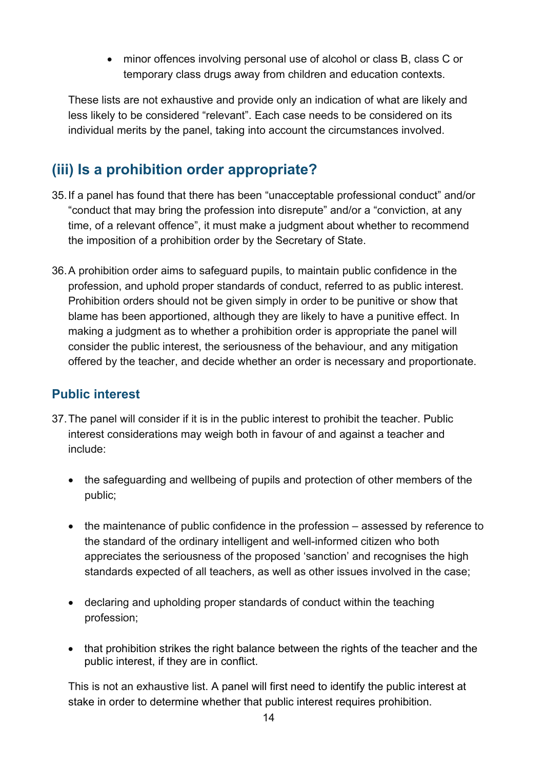- minor offences involving personal use of alcohol or class B, class C or temporary class drugs away from children and education contexts.

These lists are not exhaustive and provide only an indication of what are likely and less likely to be considered "relevant". Each case needs to be considered on its individual merits by the panel, taking into account the circumstances involved.

## (iii) Is a prohibition order appropriate?

35. If a panel has found that there has been "unacceptable professional conduct" and/or "conduct that may bring the profession into disrepute" and/or a "conviction, at any time, of a relevant offence", it must make a judgment about whether to recommend the imposition of a prohibition order by the Secretary of State.

36. A prohibition order aims to safeguard pupils, to maintain public confidence in the profession, and uphold proper standards of conduct, referred to as public interest. Prohibition orders should not be given simply in order to be punitive or show that blame has been apportioned, although they are likely to have a punitive effect. In making a judgment as to whether a prohibition order is appropriate the panel will consider the public interest, the seriousness of the behaviour, and any mitigation offered by the teacher, and decide whether an order is necessary and proportionate.

### Public interest

37. The panel will consider if it is in the public interest to prohibit the teacher. Public interest considerations may weigh both in favour of and against a teacher and include:

    - the safeguarding and wellbeing of pupils and protection of other members of the public;
    - the maintenance of public confidence in the profession – assessed by reference to the standard of the ordinary intelligent and well-informed citizen who both appreciates the seriousness of the proposed 'sanction' and recognises the high standards expected of all teachers, as well as other issues involved in the case;
    - declaring and upholding proper standards of conduct within the teaching profession;
    - that prohibition strikes the right balance between the rights of the teacher and the public interest, if they are in conflict.

    This is not an exhaustive list. A panel will first need to identify the public interest at stake in order to determine whether that public interest requires prohibition.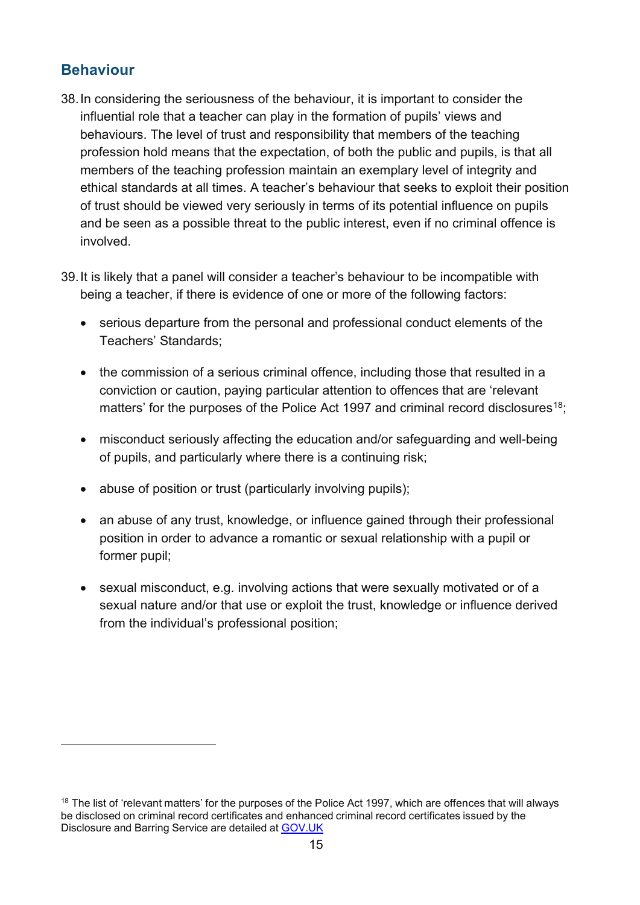## Behaviour

38. In considering the seriousness of the behaviour, it is important to consider the influential role that a teacher can play in the formation of pupils' views and behaviours. The level of trust and responsibility that members of the teaching profession hold means that the expectation, of both the public and pupils, is that all members of the teaching profession maintain an exemplary level of integrity and ethical standards at all times. A teacher's behaviour that seeks to exploit their position of trust should be viewed very seriously in terms of its potential influence on pupils and be seen as a possible threat to the public interest, even if no criminal offence is involved.

39. It is likely that a panel will consider a teacher's behaviour to be incompatible with being a teacher, if there is evidence of one or more of the following factors:

   - serious departure from the personal and professional conduct elements of the Teachers' Standards;
   - the commission of a serious criminal offence, including those that resulted in a conviction or caution, paying particular attention to offences that are 'relevant matters' for the purposes of the Police Act 1997 and criminal record disclosures[18];
   - misconduct seriously affecting the education and/or safeguarding and well-being of pupils, and particularly where there is a continuing risk;
   - abuse of position or trust (particularly involving pupils);
   - an abuse of any trust, knowledge, or influence gained through their professional position in order to advance a romantic or sexual relationship with a pupil or former pupil;
   - sexual misconduct, e.g. involving actions that were sexually motivated or of a sexual nature and/or that use or exploit the trust, knowledge or influence derived from the individual's professional position;

---

[18] The list of 'relevant matters' for the purposes of the Police Act 1997, which are offences that will always be disclosed on criminal record certificates and enhanced criminal record certificates issued by the Disclosure and Barring Service are detailed at [GOV.UK](GOV.UK)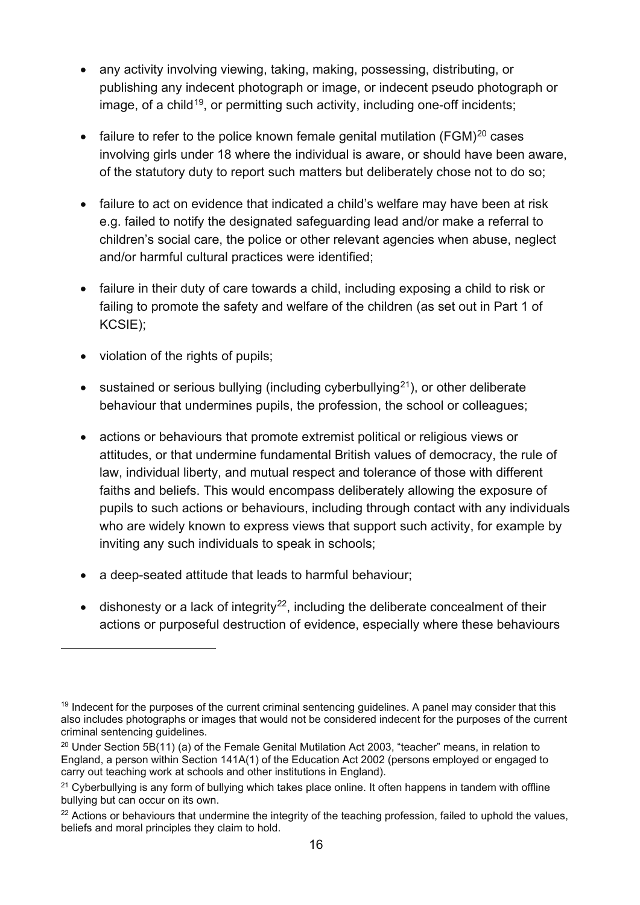- any activity involving viewing, taking, making, possessing, distributing, or publishing any indecent photograph or image, or indecent pseudo photograph or image, of a child[19], or permitting such activity, including one-off incidents;

- failure to refer to the police known female genital mutilation (FGM)[20] cases involving girls under 18 where the individual is aware, or should have been aware, of the statutory duty to report such matters but deliberately chose not to do so;

- failure to act on evidence that indicated a child's welfare may have been at risk e.g. failed to notify the designated safeguarding lead and/or make a referral to children's social care, the police or other relevant agencies when abuse, neglect and/or harmful cultural practices were identified;

- failure in their duty of care towards a child, including exposing a child to risk or failing to promote the safety and welfare of the children (as set out in Part 1 of KCSIE);

- violation of the rights of pupils;

- sustained or serious bullying (including cyberbullying[21]), or other deliberate behaviour that undermines pupils, the profession, the school or colleagues;

- actions or behaviours that promote extremist political or religious views or attitudes, or that undermine fundamental British values of democracy, the rule of law, individual liberty, and mutual respect and tolerance of those with different faiths and beliefs. This would encompass deliberately allowing the exposure of pupils to such actions or behaviours, including through contact with any individuals who are widely known to express views that support such activity, for example by inviting any such individuals to speak in schools;

- a deep-seated attitude that leads to harmful behaviour;

- dishonesty or a lack of integrity[22], including the deliberate concealment of their actions or purposeful destruction of evidence, especially where these behaviours

---

[19] Indecent for the purposes of the current criminal sentencing guidelines. A panel may consider that this also includes photographs or images that would not be considered indecent for the purposes of the current criminal sentencing guidelines.

[20] Under Section 5B(11) (a) of the Female Genital Mutilation Act 2003, "teacher" means, in relation to England, a person within Section 141A(1) of the Education Act 2002 (persons employed or engaged to carry out teaching work at schools and other institutions in England).

[21] Cyberbullying is any form of bullying which takes place online. It often happens in tandem with offline bullying but can occur on its own.

[22] Actions or behaviours that undermine the integrity of the teaching profession, failed to uphold the values, beliefs and moral principles they claim to hold.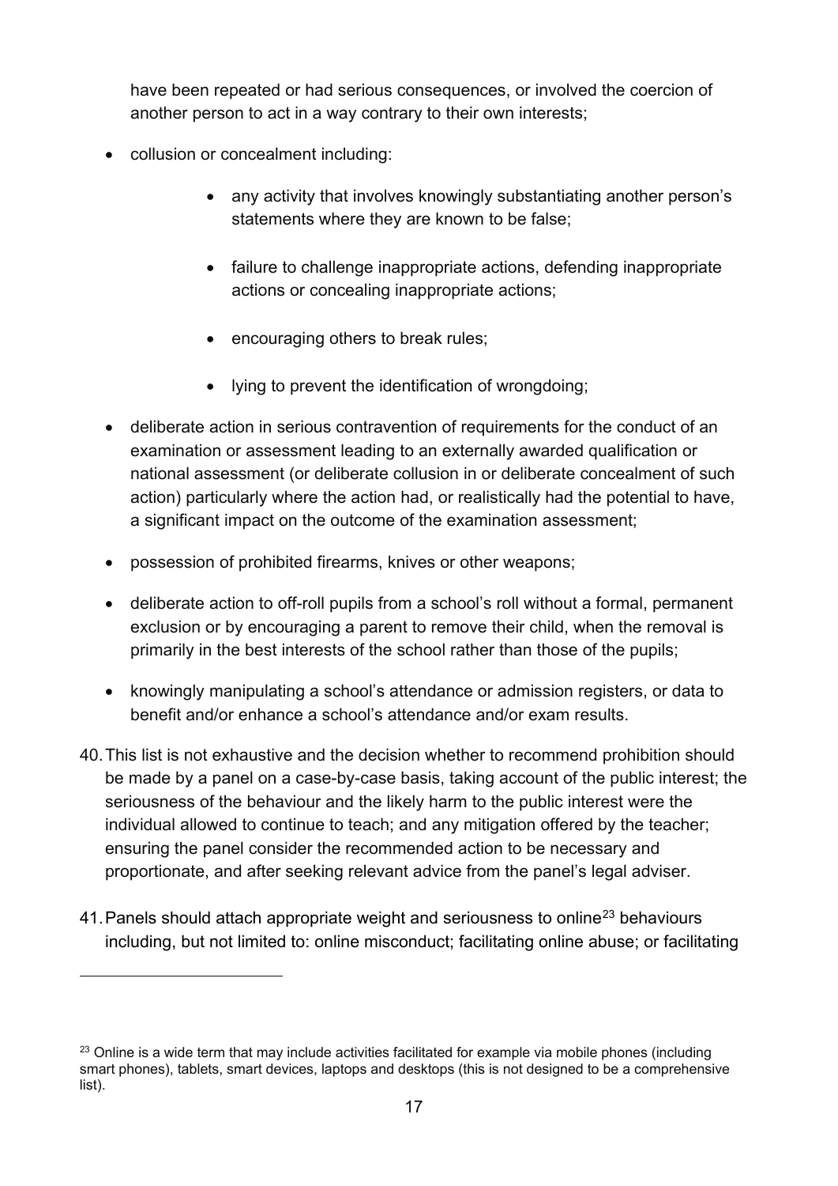have been repeated or had serious consequences, or involved the coercion of another person to act in a way contrary to their own interests;

- collusion or concealment including:
    - any activity that involves knowingly substantiating another person's statements where they are known to be false;
    - failure to challenge inappropriate actions, defending inappropriate actions or concealing inappropriate actions;
    - encouraging others to break rules;
    - lying to prevent the identification of wrongdoing;
- deliberate action in serious contravention of requirements for the conduct of an examination or assessment leading to an externally awarded qualification or national assessment (or deliberate collusion in or deliberate concealment of such action) particularly where the action had, or realistically had the potential to have, a significant impact on the outcome of the examination assessment;
- possession of prohibited firearms, knives or other weapons;
- deliberate action to off-roll pupils from a school's roll without a formal, permanent exclusion or by encouraging a parent to remove their child, when the removal is primarily in the best interests of the school rather than those of the pupils;
- knowingly manipulating a school's attendance or admission registers, or data to benefit and/or enhance a school's attendance and/or exam results.

40. This list is not exhaustive and the decision whether to recommend prohibition should be made by a panel on a case-by-case basis, taking account of the public interest; the seriousness of the behaviour and the likely harm to the public interest were the individual allowed to continue to teach; and any mitigation offered by the teacher; ensuring the panel consider the recommended action to be necessary and proportionate, and after seeking relevant advice from the panel's legal adviser.

41. Panels should attach appropriate weight and seriousness to online[23] behaviours including, but not limited to: online misconduct; facilitating online abuse; or facilitating

[23] Online is a wide term that may include activities facilitated for example via mobile phones (including smart phones), tablets, smart devices, laptops and desktops (this is not designed to be a comprehensive list).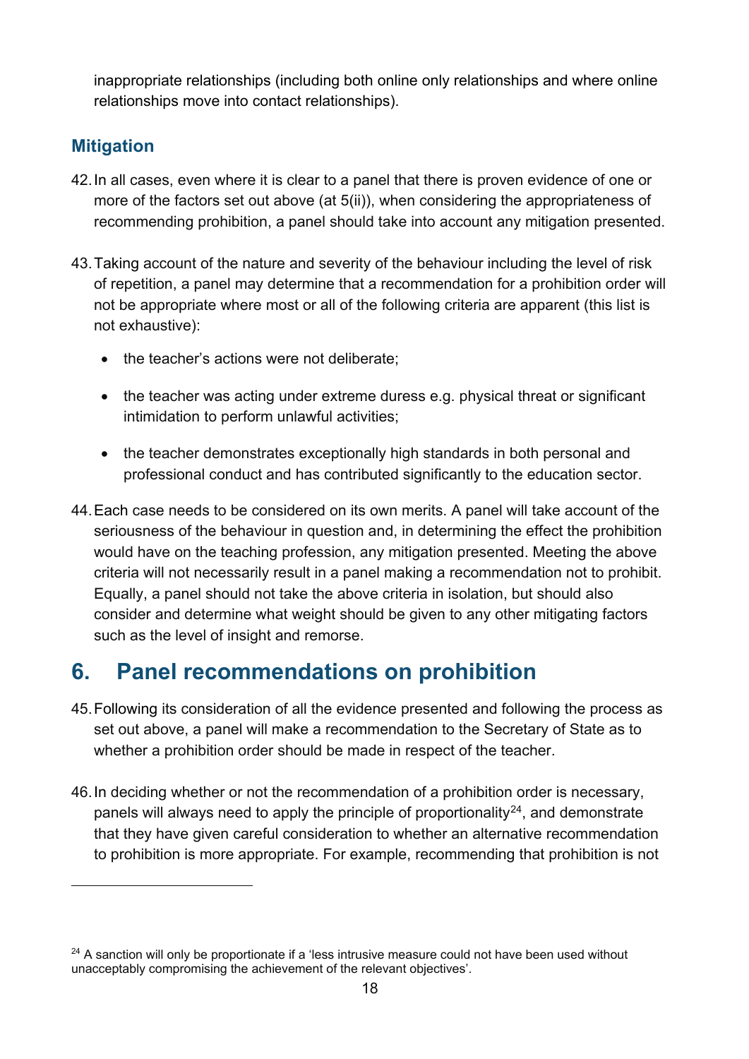inappropriate relationships (including both online only relationships and where online relationships move into contact relationships).

### Mitigation

42. In all cases, even where it is clear to a panel that there is proven evidence of one or more of the factors set out above (at 5(ii)), when considering the appropriateness of recommending prohibition, a panel should take into account any mitigation presented.

43. Taking account of the nature and severity of the behaviour including the level of risk of repetition, a panel may determine that a recommendation for a prohibition order will not be appropriate where most or all of the following criteria are apparent (this list is not exhaustive):

    - the teacher's actions were not deliberate;
    - the teacher was acting under extreme duress e.g. physical threat or significant intimidation to perform unlawful activities;
    - the teacher demonstrates exceptionally high standards in both personal and professional conduct and has contributed significantly to the education sector.

44. Each case needs to be considered on its own merits. A panel will take account of the seriousness of the behaviour in question and, in determining the effect the prohibition would have on the teaching profession, any mitigation presented. Meeting the above criteria will not necessarily result in a panel making a recommendation not to prohibit. Equally, a panel should not take the above criteria in isolation, but should also consider and determine what weight should be given to any other mitigating factors such as the level of insight and remorse.

## 6. Panel recommendations on prohibition

45. Following its consideration of all the evidence presented and following the process as set out above, a panel will make a recommendation to the Secretary of State as to whether a prohibition order should be made in respect of the teacher.

46. In deciding whether or not the recommendation of a prohibition order is necessary, panels will always need to apply the principle of proportionality[24], and demonstrate that they have given careful consideration to whether an alternative recommendation to prohibition is more appropriate. For example, recommending that prohibition is not

[24] A sanction will only be proportionate if a 'less intrusive measure could not have been used without unacceptably compromising the achievement of the relevant objectives'.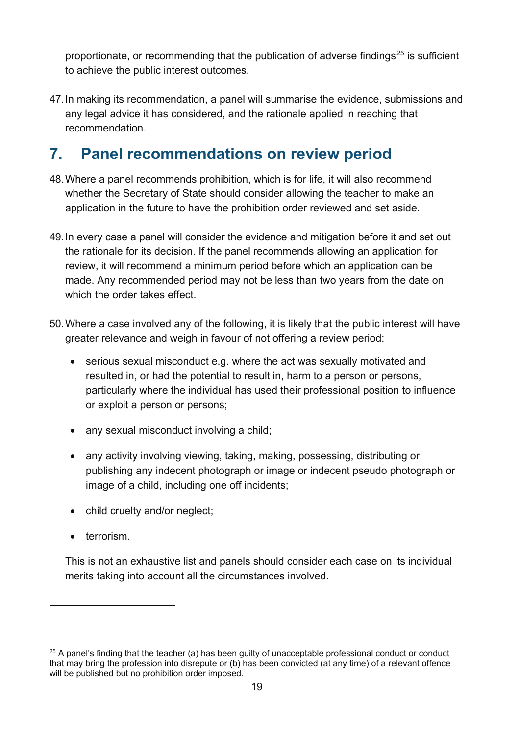proportionate, or recommending that the publication of adverse findings[25] is sufficient to achieve the public interest outcomes.

47. In making its recommendation, a panel will summarise the evidence, submissions and any legal advice it has considered, and the rationale applied in reaching that recommendation.

## 7. Panel recommendations on review period

48. Where a panel recommends prohibition, which is for life, it will also recommend whether the Secretary of State should consider allowing the teacher to make an application in the future to have the prohibition order reviewed and set aside.

49. In every case a panel will consider the evidence and mitigation before it and set out the rationale for its decision. If the panel recommends allowing an application for review, it will recommend a minimum period before which an application can be made. Any recommended period may not be less than two years from the date on which the order takes effect.

50. Where a case involved any of the following, it is likely that the public interest will have greater relevance and weigh in favour of not offering a review period:

    - serious sexual misconduct e.g. where the act was sexually motivated and resulted in, or had the potential to result in, harm to a person or persons, particularly where the individual has used their professional position to influence or exploit a person or persons;
    - any sexual misconduct involving a child;
    - any activity involving viewing, taking, making, possessing, distributing or publishing any indecent photograph or image or indecent pseudo photograph or image of a child, including one off incidents;
    - child cruelty and/or neglect;
    - terrorism.

    This is not an exhaustive list and panels should consider each case on its individual merits taking into account all the circumstances involved.

---

[25] A panel's finding that the teacher (a) has been guilty of unacceptable professional conduct or conduct that may bring the profession into disrepute or (b) has been convicted (at any time) of a relevant offence will be published but no prohibition order imposed.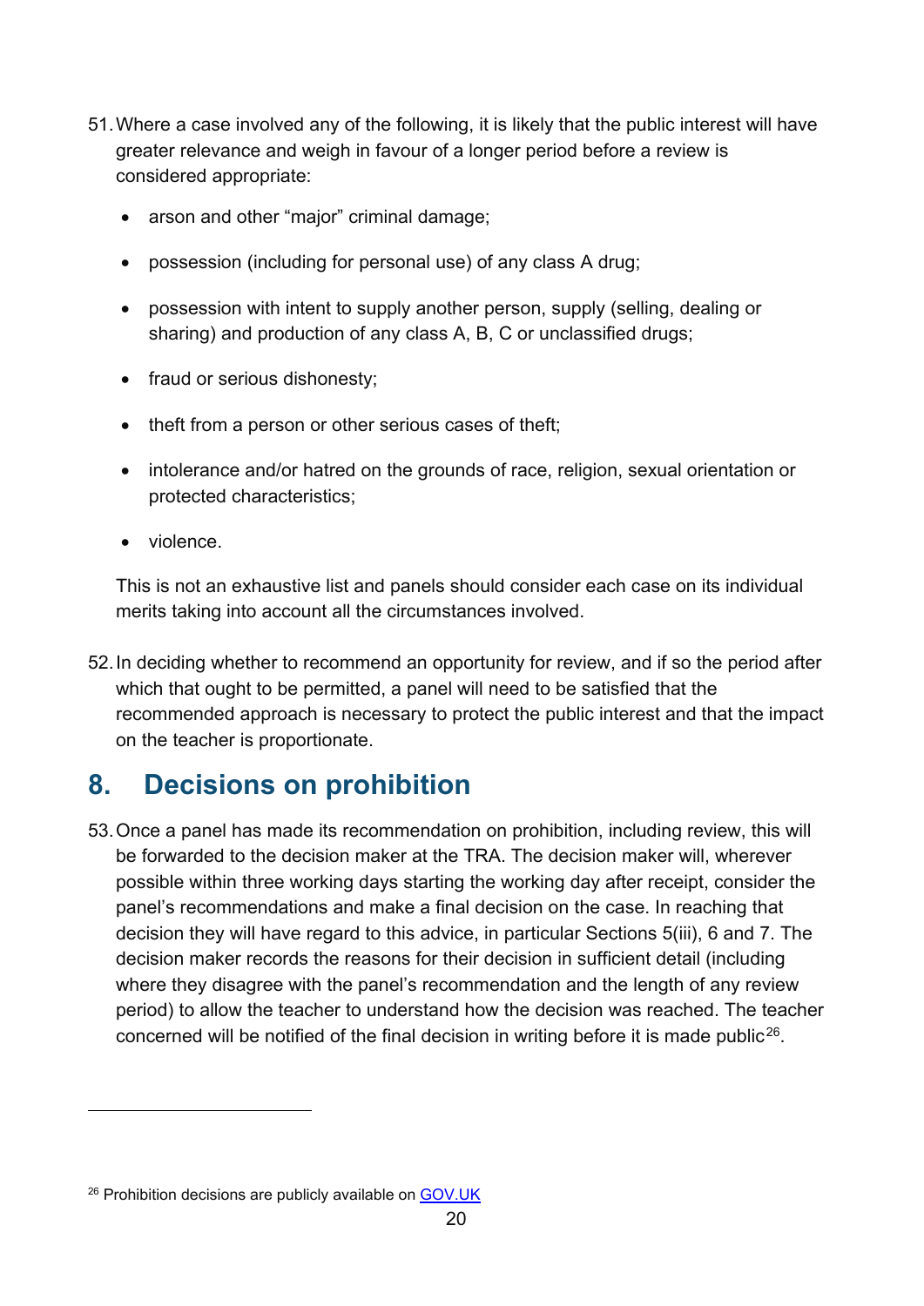51. Where a case involved any of the following, it is likely that the public interest will have greater relevance and weigh in favour of a longer period before a review is considered appropriate:

    - arson and other "major" criminal damage;
    - possession (including for personal use) of any class A drug;
    - possession with intent to supply another person, supply (selling, dealing or sharing) and production of any class A, B, C or unclassified drugs;
    - fraud or serious dishonesty;
    - theft from a person or other serious cases of theft;
    - intolerance and/or hatred on the grounds of race, religion, sexual orientation or protected characteristics;
    - violence.

    This is not an exhaustive list and panels should consider each case on its individual merits taking into account all the circumstances involved.

52. In deciding whether to recommend an opportunity for review, and if so the period after which that ought to be permitted, a panel will need to be satisfied that the recommended approach is necessary to protect the public interest and that the impact on the teacher is proportionate.

## 8. Decisions on prohibition

53. Once a panel has made its recommendation on prohibition, including review, this will be forwarded to the decision maker at the TRA. The decision maker will, wherever possible within three working days starting the working day after receipt, consider the panel's recommendations and make a final decision on the case. In reaching that decision they will have regard to this advice, in particular Sections 5(iii), 6 and 7. The decision maker records the reasons for their decision in sufficient detail (including where they disagree with the panel's recommendation and the length of any review period) to allow the teacher to understand how the decision was reached. The teacher concerned will be notified of the final decision in writing before it is made public[26].

---

[26] Prohibition decisions are publicly available on GOV.UK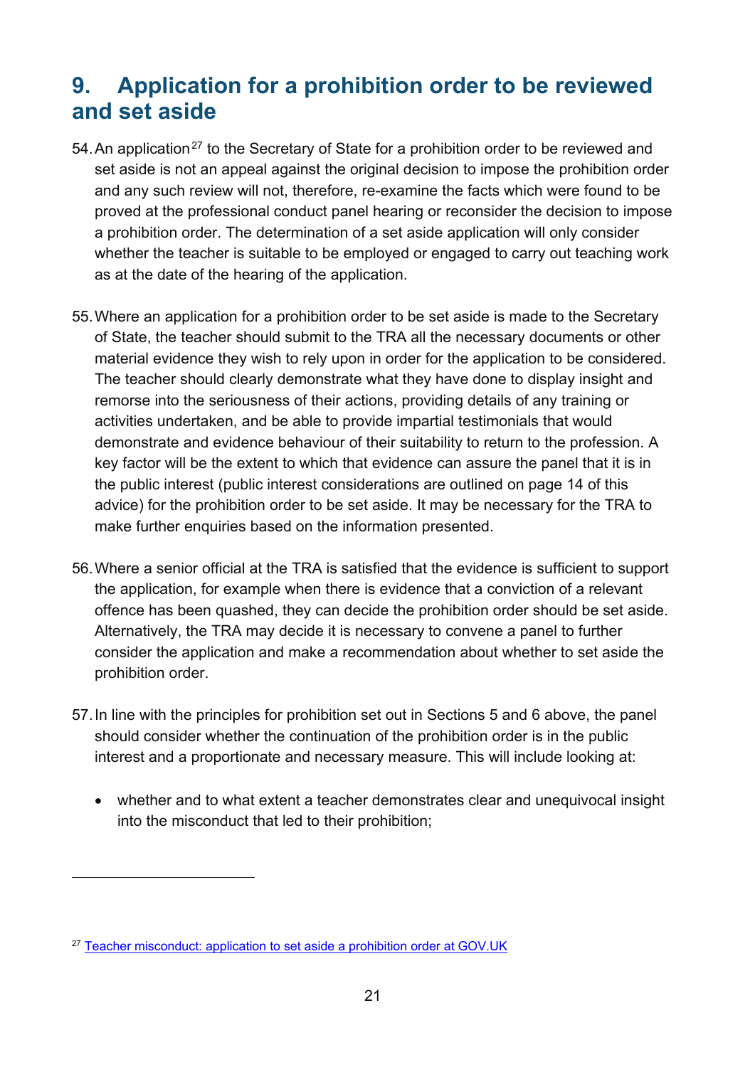## 9. Application for a prohibition order to be reviewed and set aside

54. An application[27] to the Secretary of State for a prohibition order to be reviewed and set aside is not an appeal against the original decision to impose the prohibition order and any such review will not, therefore, re-examine the facts which were found to be proved at the professional conduct panel hearing or reconsider the decision to impose a prohibition order. The determination of a set aside application will only consider whether the teacher is suitable to be employed or engaged to carry out teaching work as at the date of the hearing of the application.

55. Where an application for a prohibition order to be set aside is made to the Secretary of State, the teacher should submit to the TRA all the necessary documents or other material evidence they wish to rely upon in order for the application to be considered. The teacher should clearly demonstrate what they have done to display insight and remorse into the seriousness of their actions, providing details of any training or activities undertaken, and be able to provide impartial testimonials that would demonstrate and evidence behaviour of their suitability to return to the profession. A key factor will be the extent to which that evidence can assure the panel that it is in the public interest (public interest considerations are outlined on page 14 of this advice) for the prohibition order to be set aside. It may be necessary for the TRA to make further enquiries based on the information presented.

56. Where a senior official at the TRA is satisfied that the evidence is sufficient to support the application, for example when there is evidence that a conviction of a relevant offence has been quashed, they can decide the prohibition order should be set aside. Alternatively, the TRA may decide it is necessary to convene a panel to further consider the application and make a recommendation about whether to set aside the prohibition order.

57. In line with the principles for prohibition set out in Sections 5 and 6 above, the panel should consider whether the continuation of the prohibition order is in the public interest and a proportionate and necessary measure. This will include looking at:

- whether and to what extent a teacher demonstrates clear and unequivocal insight into the misconduct that led to their prohibition;

---

[27] Teacher misconduct: application to set aside a prohibition order at GOV.UK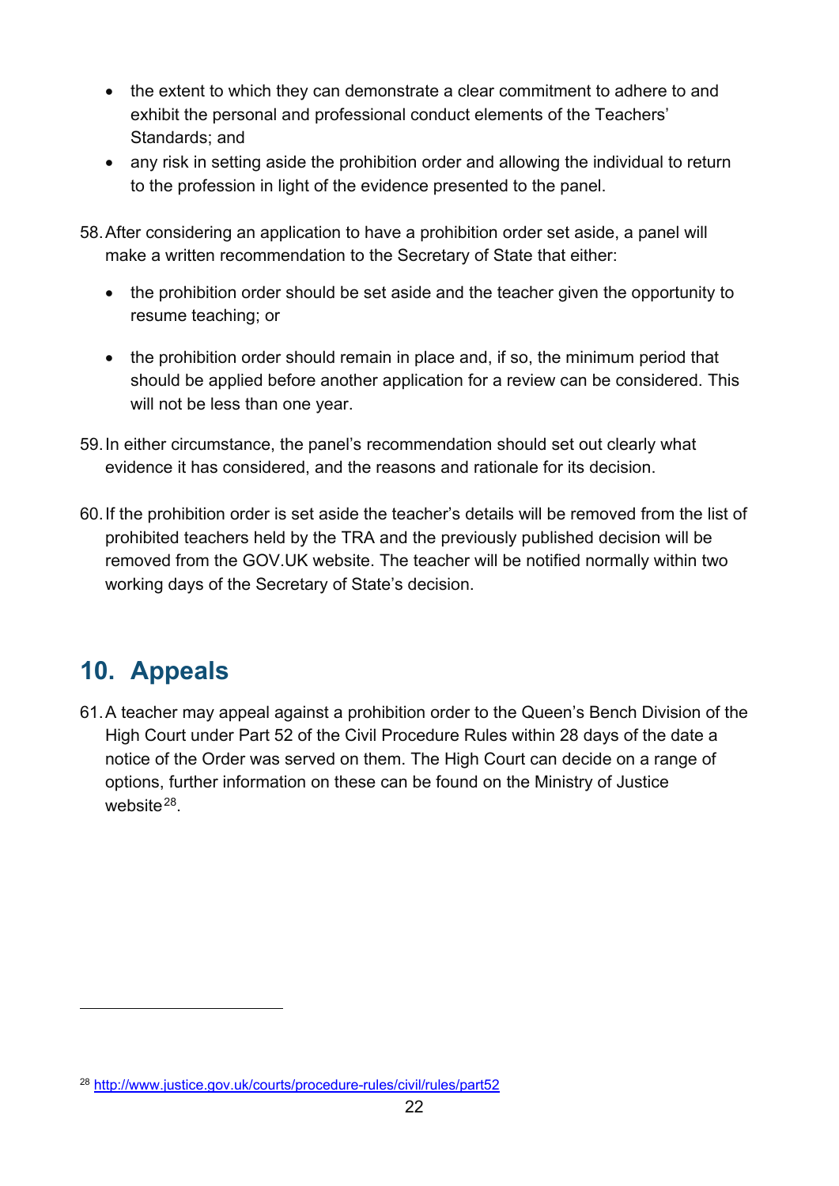- the extent to which they can demonstrate a clear commitment to adhere to and exhibit the personal and professional conduct elements of the Teachers' Standards; and
- any risk in setting aside the prohibition order and allowing the individual to return to the profession in light of the evidence presented to the panel.

58. After considering an application to have a prohibition order set aside, a panel will make a written recommendation to the Secretary of State that either:

    - the prohibition order should be set aside and the teacher given the opportunity to resume teaching; or
    - the prohibition order should remain in place and, if so, the minimum period that should be applied before another application for a review can be considered. This will not be less than one year.

59. In either circumstance, the panel's recommendation should set out clearly what evidence it has considered, and the reasons and rationale for its decision.

60. If the prohibition order is set aside the teacher's details will be removed from the list of prohibited teachers held by the TRA and the previously published decision will be removed from the GOV.UK website. The teacher will be notified normally within two working days of the Secretary of State's decision.

## 10. Appeals

61. A teacher may appeal against a prohibition order to the Queen's Bench Division of the High Court under Part 52 of the Civil Procedure Rules within 28 days of the date a notice of the Order was served on them. The High Court can decide on a range of options, further information on these can be found on the Ministry of Justice website[28].

[28] http://www.justice.gov.uk/courts/procedure-rules/civil/rules/part52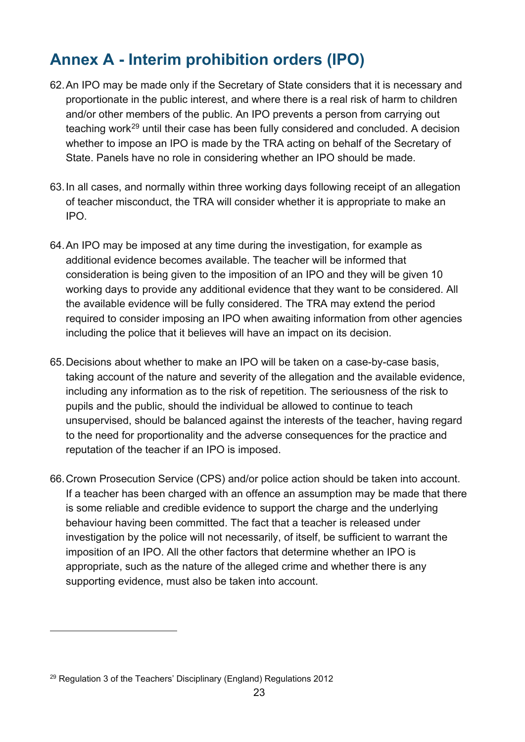## Annex A - Interim prohibition orders (IPO)

62. An IPO may be made only if the Secretary of State considers that it is necessary and proportionate in the public interest, and where there is a real risk of harm to children and/or other members of the public. An IPO prevents a person from carrying out teaching work[29] until their case has been fully considered and concluded. A decision whether to impose an IPO is made by the TRA acting on behalf of the Secretary of State. Panels have no role in considering whether an IPO should be made.

63. In all cases, and normally within three working days following receipt of an allegation of teacher misconduct, the TRA will consider whether it is appropriate to make an IPO.

64. An IPO may be imposed at any time during the investigation, for example as additional evidence becomes available. The teacher will be informed that consideration is being given to the imposition of an IPO and they will be given 10 working days to provide any additional evidence that they want to be considered. All the available evidence will be fully considered. The TRA may extend the period required to consider imposing an IPO when awaiting information from other agencies including the police that it believes will have an impact on its decision.

65. Decisions about whether to make an IPO will be taken on a case-by-case basis, taking account of the nature and severity of the allegation and the available evidence, including any information as to the risk of repetition. The seriousness of the risk to pupils and the public, should the individual be allowed to continue to teach unsupervised, should be balanced against the interests of the teacher, having regard to the need for proportionality and the adverse consequences for the practice and reputation of the teacher if an IPO is imposed.

66. Crown Prosecution Service (CPS) and/or police action should be taken into account. If a teacher has been charged with an offence an assumption may be made that there is some reliable and credible evidence to support the charge and the underlying behaviour having been committed. The fact that a teacher is released under investigation by the police will not necessarily, of itself, be sufficient to warrant the imposition of an IPO. All the other factors that determine whether an IPO is appropriate, such as the nature of the alleged crime and whether there is any supporting evidence, must also be taken into account.

---

[29] Regulation 3 of the Teachers' Disciplinary (England) Regulations 2012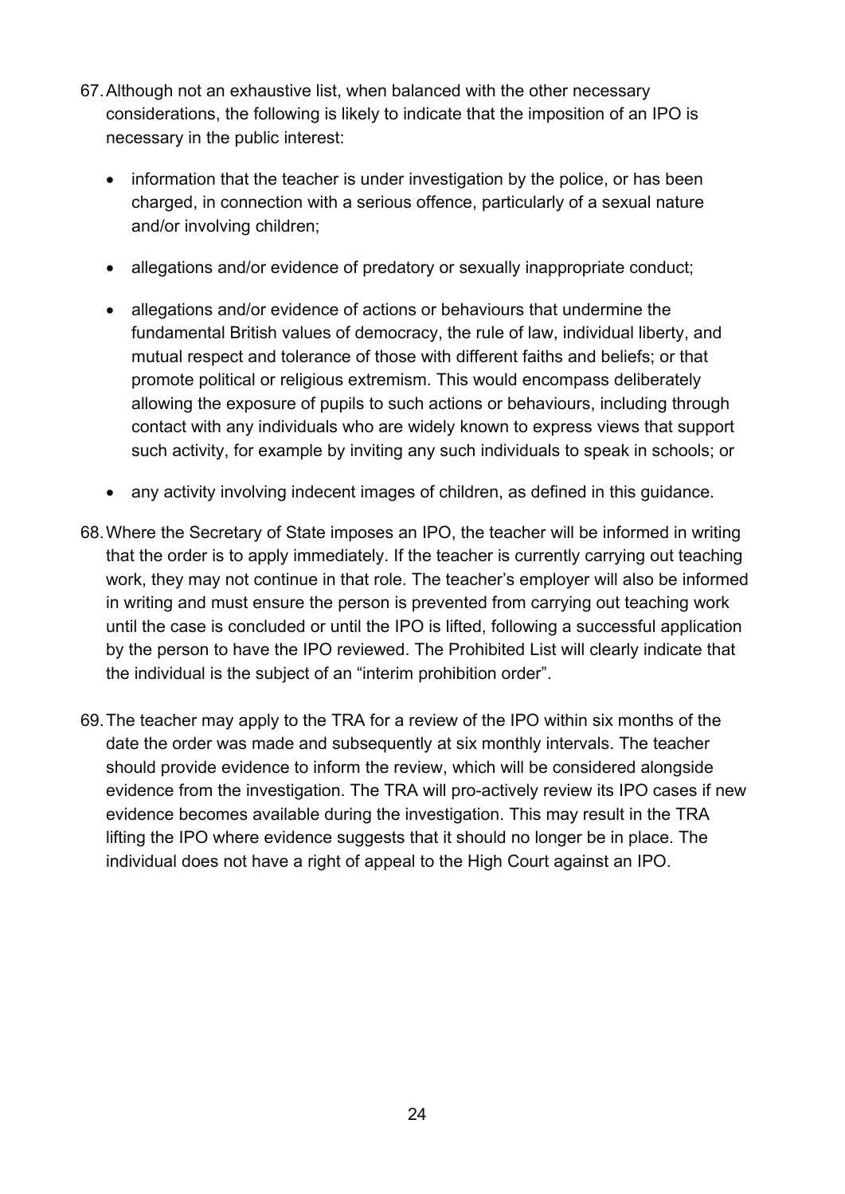67. Although not an exhaustive list, when balanced with the other necessary considerations, the following is likely to indicate that the imposition of an IPO is necessary in the public interest:

    - information that the teacher is under investigation by the police, or has been charged, in connection with a serious offence, particularly of a sexual nature and/or involving children;
    - allegations and/or evidence of predatory or sexually inappropriate conduct;
    - allegations and/or evidence of actions or behaviours that undermine the fundamental British values of democracy, the rule of law, individual liberty, and mutual respect and tolerance of those with different faiths and beliefs; or that promote political or religious extremism. This would encompass deliberately allowing the exposure of pupils to such actions or behaviours, including through contact with any individuals who are widely known to express views that support such activity, for example by inviting any such individuals to speak in schools; or
    - any activity involving indecent images of children, as defined in this guidance.

68. Where the Secretary of State imposes an IPO, the teacher will be informed in writing that the order is to apply immediately. If the teacher is currently carrying out teaching work, they may not continue in that role. The teacher's employer will also be informed in writing and must ensure the person is prevented from carrying out teaching work until the case is concluded or until the IPO is lifted, following a successful application by the person to have the IPO reviewed. The Prohibited List will clearly indicate that the individual is the subject of an "interim prohibition order".

69. The teacher may apply to the TRA for a review of the IPO within six months of the date the order was made and subsequently at six monthly intervals. The teacher should provide evidence to inform the review, which will be considered alongside evidence from the investigation. The TRA will pro-actively review its IPO cases if new evidence becomes available during the investigation. This may result in the TRA lifting the IPO where evidence suggests that it should no longer be in place. The individual does not have a right of appeal to the High Court against an IPO.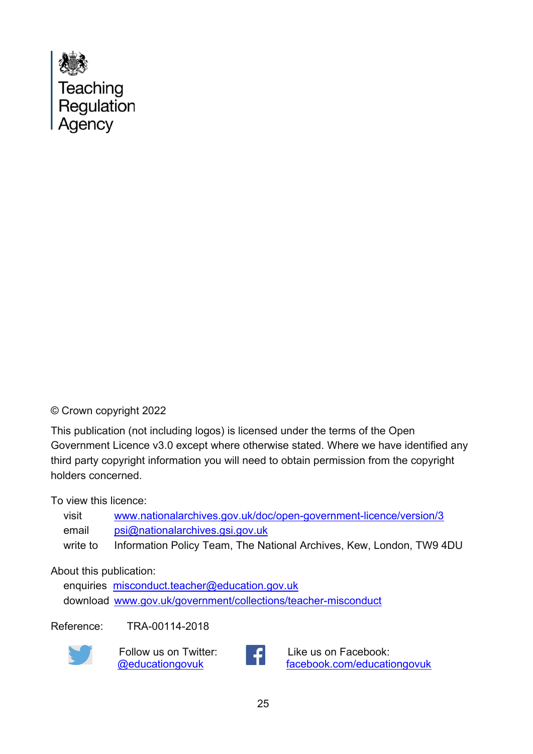Teaching Regulation Agency

© Crown copyright 2022

This publication (not including logos) is licensed under the terms of the Open Government Licence v3.0 except where otherwise stated. Where we have identified any third party copyright information you will need to obtain permission from the copyright holders concerned.

To view this licence:

| | |
|---|---|
| visit | www.nationalarchives.gov.uk/doc/open-government-licence/version/3 |
| email | psi@nationalarchives.gsi.gov.uk |
| write to | Information Policy Team, The National Archives, Kew, London, TW9 4DU |

About this publication:

| | |
|---|---|
| enquiries | misconduct.teacher@education.gov.uk |
| download | www.gov.uk/government/collections/teacher-misconduct |

Reference: TRA-00114-2018

Follow us on Twitter: @educationgovuk

Like us on Facebook: facebook.com/educationgovuk